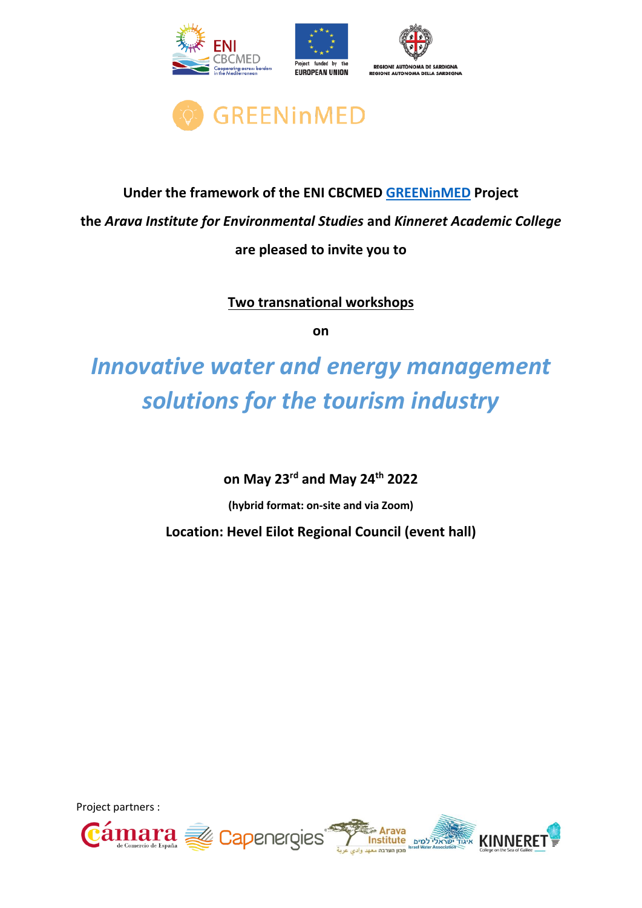# GREENinMED

**Under the framework of the ENI CBCMED GREENinMED Project**

**the *Arava Institute for Environmental Studies* and *Kinneret Academic College***

**are pleased to invite you to**

**Two transnational workshops**

**on**

## *Innovative water and energy management solutions for the tourism industry*

**on May 23rd and May 24th 2022**

**(hybrid format: on-site and via Zoom)**

**Location: Hevel Eilot Regional Council (event hall)**

Project partners :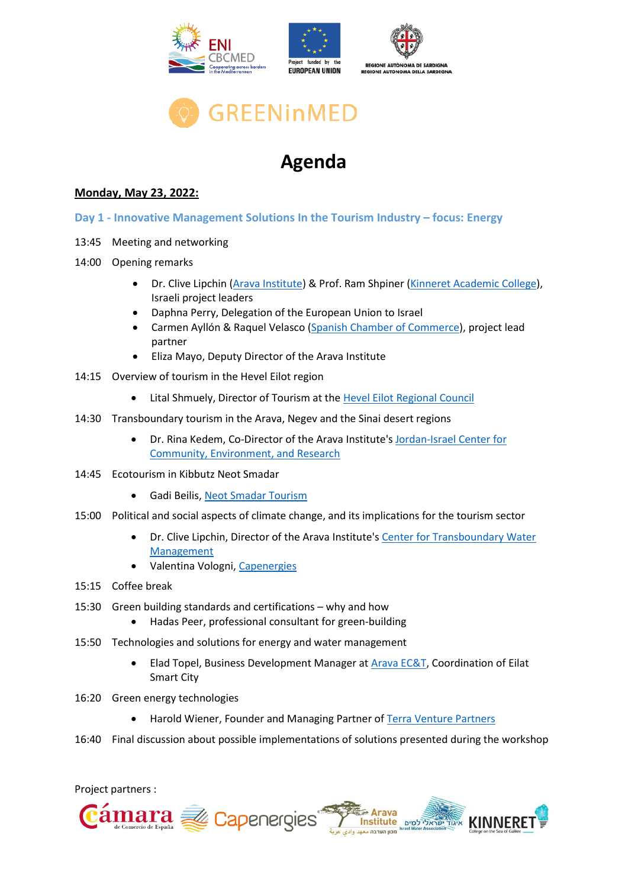# GREENinMED

# Agenda

**Monday, May 23, 2022:**

## Day 1 - Innovative Management Solutions In the Tourism Industry – focus: Energy

13:45 Meeting and networking

14:00 Opening remarks

- Dr. Clive Lipchin (Arava Institute) & Prof. Ram Shpiner (Kinneret Academic College), Israeli project leaders
- Daphna Perry, Delegation of the European Union to Israel
- Carmen Ayllón & Raquel Velasco (Spanish Chamber of Commerce), project lead partner
- Eliza Mayo, Deputy Director of the Arava Institute

14:15 Overview of tourism in the Hevel Eilot region

- Lital Shmuely, Director of Tourism at the Hevel Eilot Regional Council

14:30 Transboundary tourism in the Arava, Negev and the Sinai desert regions

- Dr. Rina Kedem, Co-Director of the Arava Institute's Jordan-Israel Center for Community, Environment, and Research

14:45 Ecotourism in Kibbutz Neot Smadar

- Gadi Beilis, Neot Smadar Tourism

15:00 Political and social aspects of climate change, and its implications for the tourism sector

- Dr. Clive Lipchin, Director of the Arava Institute's Center for Transboundary Water Management
- Valentina Vologni, Capenergies

15:15 Coffee break

15:30 Green building standards and certifications – why and how

- Hadas Peer, professional consultant for green-building

15:50 Technologies and solutions for energy and water management

- Elad Topel, Business Development Manager at Arava EC&T, Coordination of Eilat Smart City

16:20 Green energy technologies

- Harold Wiener, Founder and Managing Partner of Terra Venture Partners

16:40 Final discussion about possible implementations of solutions presented during the workshop

Project partners :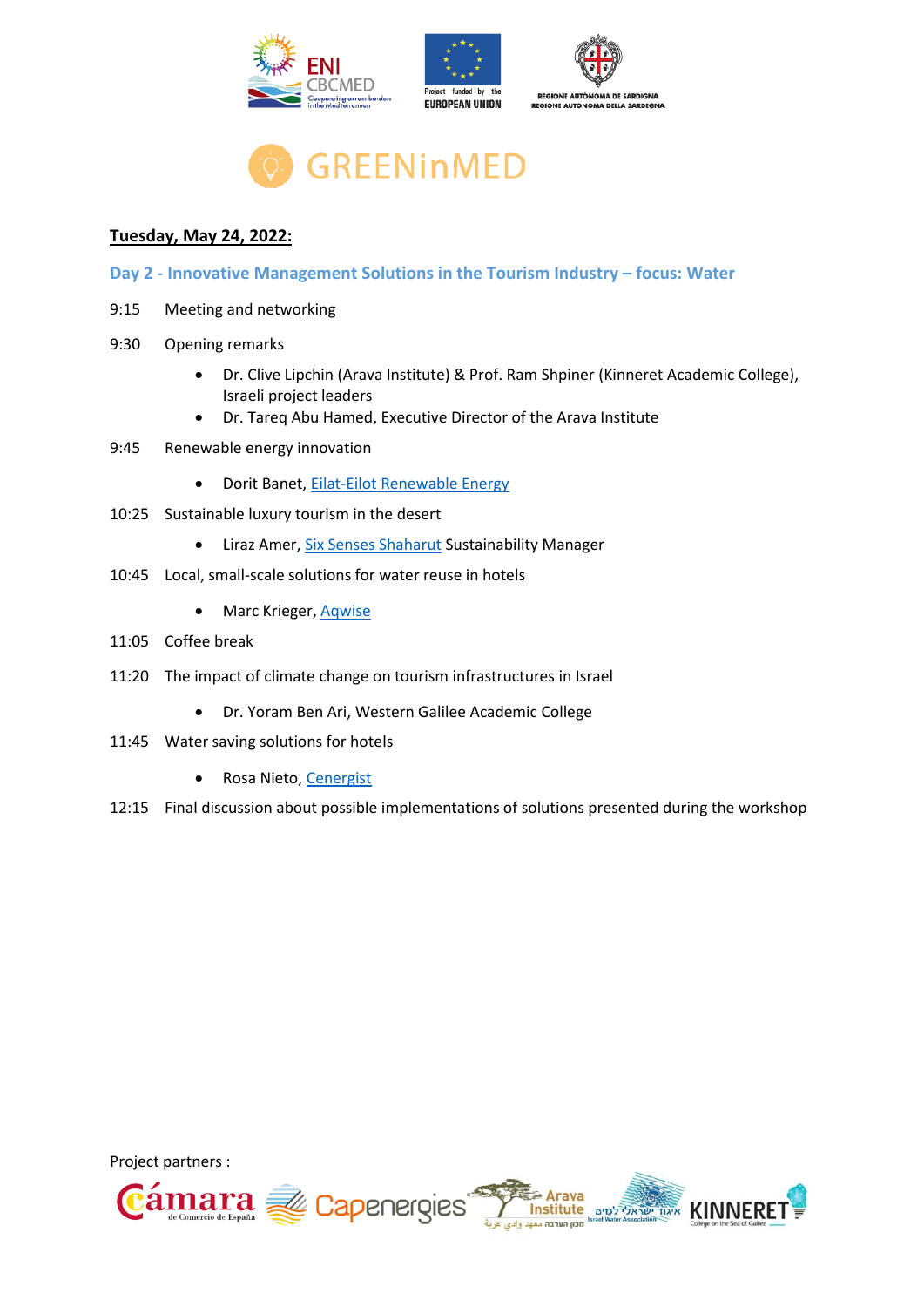# GREENinMED

**Tuesday, May 24, 2022:**

## Day 2 - Innovative Management Solutions in the Tourism Industry – focus: Water

9:15 Meeting and networking

9:30 Opening remarks

- Dr. Clive Lipchin (Arava Institute) & Prof. Ram Shpiner (Kinneret Academic College), Israeli project leaders
- Dr. Tareq Abu Hamed, Executive Director of the Arava Institute

9:45 Renewable energy innovation

- Dorit Banet, Eilat-Eilot Renewable Energy

10:25 Sustainable luxury tourism in the desert

- Liraz Amer, Six Senses Shaharut Sustainability Manager

10:45 Local, small-scale solutions for water reuse in hotels

- Marc Krieger, Aqwise

11:05 Coffee break

11:20 The impact of climate change on tourism infrastructures in Israel

- Dr. Yoram Ben Ari, Western Galilee Academic College

11:45 Water saving solutions for hotels

- Rosa Nieto, Cenergist

12:15 Final discussion about possible implementations of solutions presented during the workshop

Project partners :